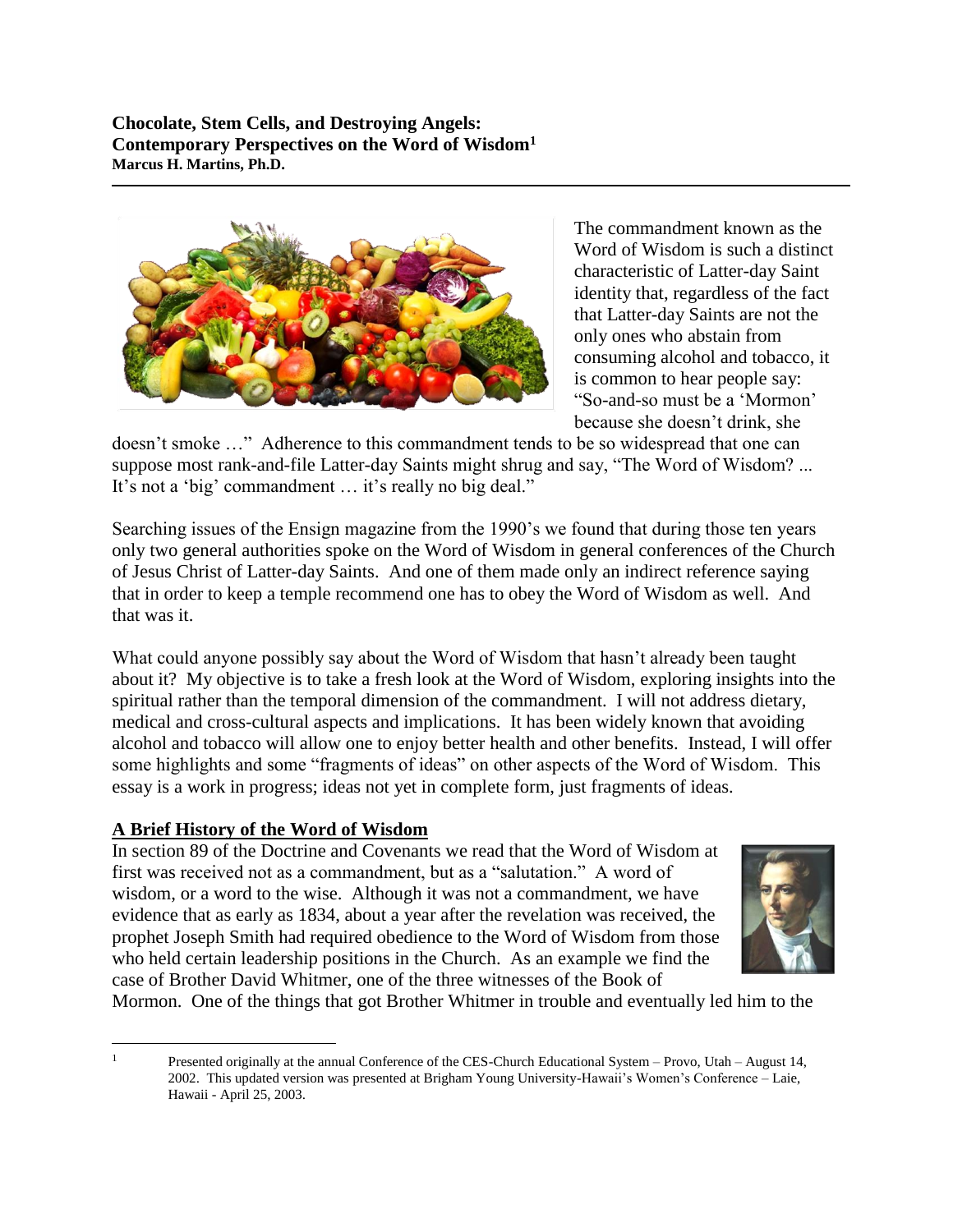**Chocolate, Stem Cells, and Destroying Angels:**
**Contemporary Perspectives on the Word of Wisdom[1]**
**Marcus H. Martins, Ph.D.**

---

The commandment known as the Word of Wisdom is such a distinct characteristic of Latter-day Saint identity that, regardless of the fact that Latter-day Saints are not the only ones who abstain from consuming alcohol and tobacco, it is common to hear people say: "So-and-so must be a 'Mormon' because she doesn't drink, she doesn't smoke …" Adherence to this commandment tends to be so widespread that one can suppose most rank-and-file Latter-day Saints might shrug and say, "The Word of Wisdom? ... It's not a 'big' commandment … it's really no big deal."

Searching issues of the Ensign magazine from the 1990's we found that during those ten years only two general authorities spoke on the Word of Wisdom in general conferences of the Church of Jesus Christ of Latter-day Saints. And one of them made only an indirect reference saying that in order to keep a temple recommend one has to obey the Word of Wisdom as well. And that was it.

What could anyone possibly say about the Word of Wisdom that hasn't already been taught about it? My objective is to take a fresh look at the Word of Wisdom, exploring insights into the spiritual rather than the temporal dimension of the commandment. I will not address dietary, medical and cross-cultural aspects and implications. It has been widely known that avoiding alcohol and tobacco will allow one to enjoy better health and other benefits. Instead, I will offer some highlights and some "fragments of ideas" on other aspects of the Word of Wisdom. This essay is a work in progress; ideas not yet in complete form, just fragments of ideas.

## A Brief History of the Word of Wisdom

In section 89 of the Doctrine and Covenants we read that the Word of Wisdom at first was received not as a commandment, but as a "salutation." A word of wisdom, or a word to the wise. Although it was not a commandment, we have evidence that as early as 1834, about a year after the revelation was received, the prophet Joseph Smith had required obedience to the Word of Wisdom from those who held certain leadership positions in the Church. As an example we find the case of Brother David Whitmer, one of the three witnesses of the Book of Mormon. One of the things that got Brother Whitmer in trouble and eventually led him to the

---

[1] Presented originally at the annual Conference of the CES-Church Educational System – Provo, Utah – August 14, 2002. This updated version was presented at Brigham Young University-Hawaii's Women's Conference – Laie, Hawaii - April 25, 2003.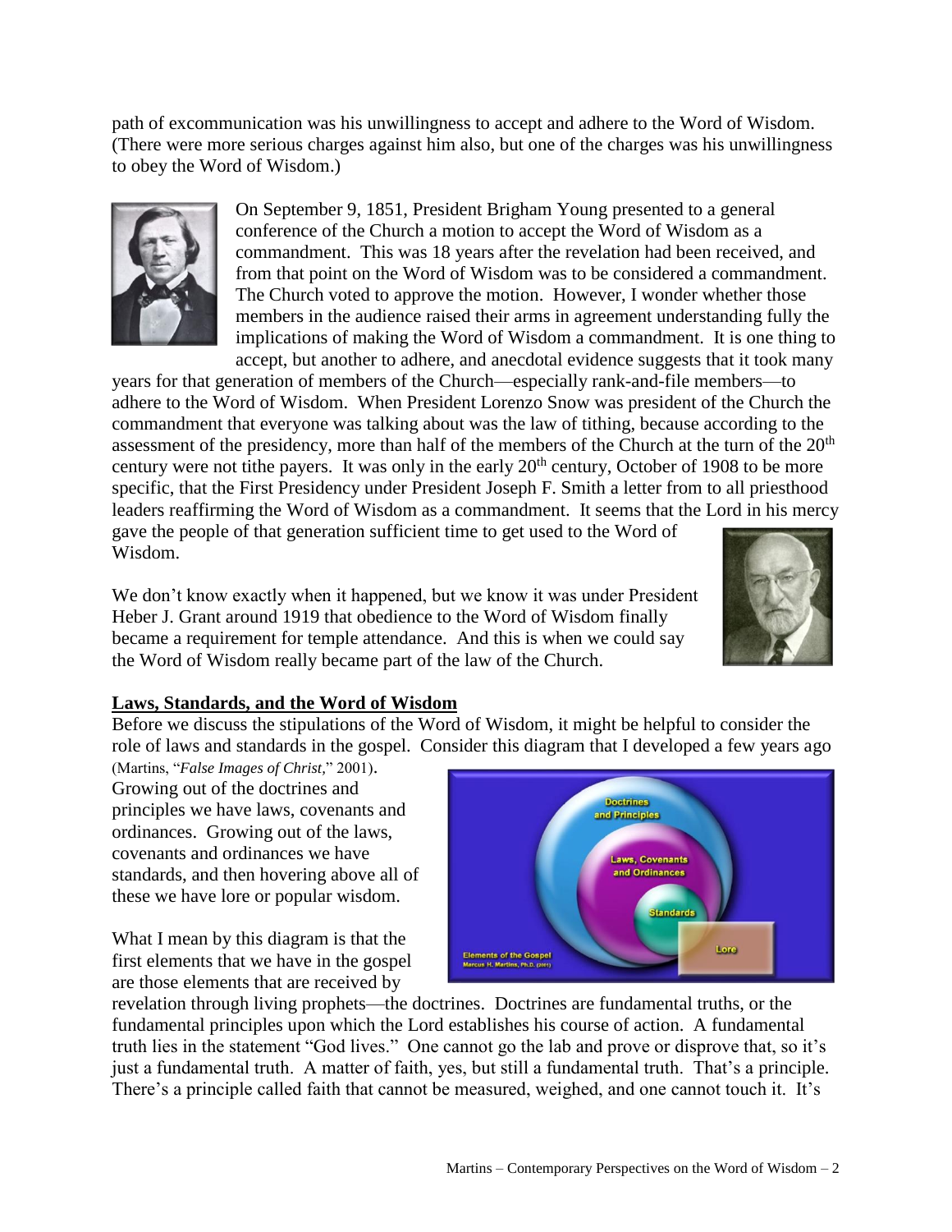path of excommunication was his unwillingness to accept and adhere to the Word of Wisdom. (There were more serious charges against him also, but one of the charges was his unwillingness to obey the Word of Wisdom.)

On September 9, 1851, President Brigham Young presented to a general conference of the Church a motion to accept the Word of Wisdom as a commandment. This was 18 years after the revelation had been received, and from that point on the Word of Wisdom was to be considered a commandment. The Church voted to approve the motion. However, I wonder whether those members in the audience raised their arms in agreement understanding fully the implications of making the Word of Wisdom a commandment. It is one thing to accept, but another to adhere, and anecdotal evidence suggests that it took many years for that generation of members of the Church—especially rank-and-file members—to adhere to the Word of Wisdom. When President Lorenzo Snow was president of the Church the commandment that everyone was talking about was the law of tithing, because according to the assessment of the presidency, more than half of the members of the Church at the turn of the 20th century were not tithe payers. It was only in the early 20th century, October of 1908 to be more specific, that the First Presidency under President Joseph F. Smith a letter from to all priesthood leaders reaffirming the Word of Wisdom as a commandment. It seems that the Lord in his mercy gave the people of that generation sufficient time to get used to the Word of Wisdom.

We don't know exactly when it happened, but we know it was under President Heber J. Grant around 1919 that obedience to the Word of Wisdom finally became a requirement for temple attendance. And this is when we could say the Word of Wisdom really became part of the law of the Church.

## Laws, Standards, and the Word of Wisdom

Before we discuss the stipulations of the Word of Wisdom, it might be helpful to consider the role of laws and standards in the gospel. Consider this diagram that I developed a few years ago (Martins, "*False Images of Christ*," 2001). Growing out of the doctrines and principles we have laws, covenants and ordinances. Growing out of the laws, covenants and ordinances we have standards, and then hovering above all of these we have lore or popular wisdom.

What I mean by this diagram is that the first elements that we have in the gospel are those elements that are received by revelation through living prophets—the doctrines. Doctrines are fundamental truths, or the fundamental principles upon which the Lord establishes his course of action. A fundamental truth lies in the statement "God lives." One cannot go the lab and prove or disprove that, so it's just a fundamental truth. A matter of faith, yes, but still a fundamental truth. That's a principle. There's a principle called faith that cannot be measured, weighed, and one cannot touch it. It's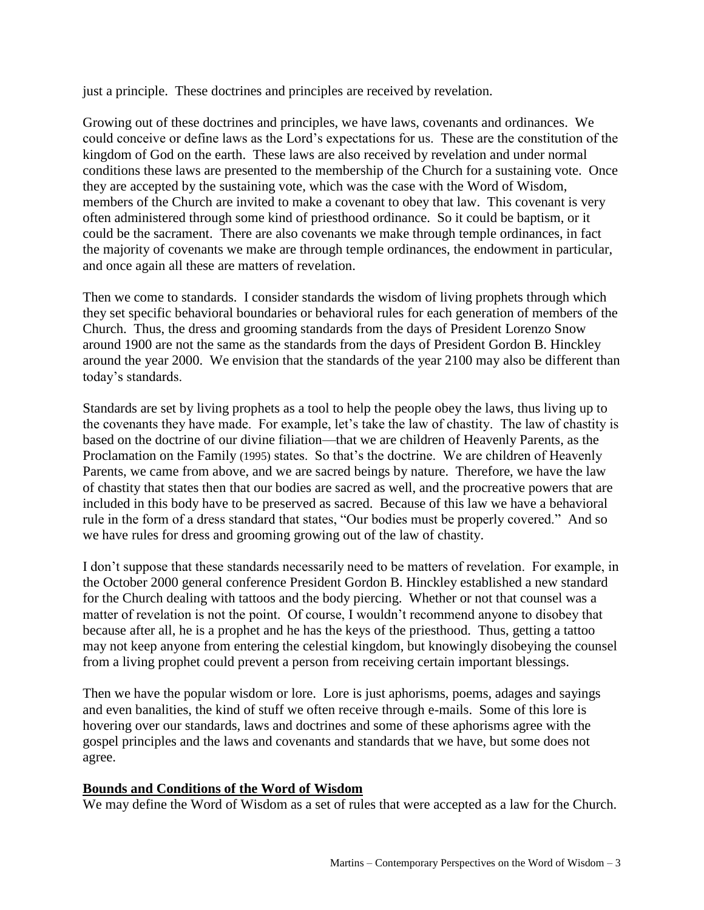just a principle. These doctrines and principles are received by revelation.

Growing out of these doctrines and principles, we have laws, covenants and ordinances. We could conceive or define laws as the Lord's expectations for us. These are the constitution of the kingdom of God on the earth. These laws are also received by revelation and under normal conditions these laws are presented to the membership of the Church for a sustaining vote. Once they are accepted by the sustaining vote, which was the case with the Word of Wisdom, members of the Church are invited to make a covenant to obey that law. This covenant is very often administered through some kind of priesthood ordinance. So it could be baptism, or it could be the sacrament. There are also covenants we make through temple ordinances, in fact the majority of covenants we make are through temple ordinances, the endowment in particular, and once again all these are matters of revelation.

Then we come to standards. I consider standards the wisdom of living prophets through which they set specific behavioral boundaries or behavioral rules for each generation of members of the Church. Thus, the dress and grooming standards from the days of President Lorenzo Snow around 1900 are not the same as the standards from the days of President Gordon B. Hinckley around the year 2000. We envision that the standards of the year 2100 may also be different than today's standards.

Standards are set by living prophets as a tool to help the people obey the laws, thus living up to the covenants they have made. For example, let's take the law of chastity. The law of chastity is based on the doctrine of our divine filiation—that we are children of Heavenly Parents, as the Proclamation on the Family (1995) states. So that's the doctrine. We are children of Heavenly Parents, we came from above, and we are sacred beings by nature. Therefore, we have the law of chastity that states then that our bodies are sacred as well, and the procreative powers that are included in this body have to be preserved as sacred. Because of this law we have a behavioral rule in the form of a dress standard that states, "Our bodies must be properly covered." And so we have rules for dress and grooming growing out of the law of chastity.

I don't suppose that these standards necessarily need to be matters of revelation. For example, in the October 2000 general conference President Gordon B. Hinckley established a new standard for the Church dealing with tattoos and the body piercing. Whether or not that counsel was a matter of revelation is not the point. Of course, I wouldn't recommend anyone to disobey that because after all, he is a prophet and he has the keys of the priesthood. Thus, getting a tattoo may not keep anyone from entering the celestial kingdom, but knowingly disobeying the counsel from a living prophet could prevent a person from receiving certain important blessings.

Then we have the popular wisdom or lore. Lore is just aphorisms, poems, adages and sayings and even banalities, the kind of stuff we often receive through e-mails. Some of this lore is hovering over our standards, laws and doctrines and some of these aphorisms agree with the gospel principles and the laws and covenants and standards that we have, but some does not agree.

## Bounds and Conditions of the Word of Wisdom

We may define the Word of Wisdom as a set of rules that were accepted as a law for the Church.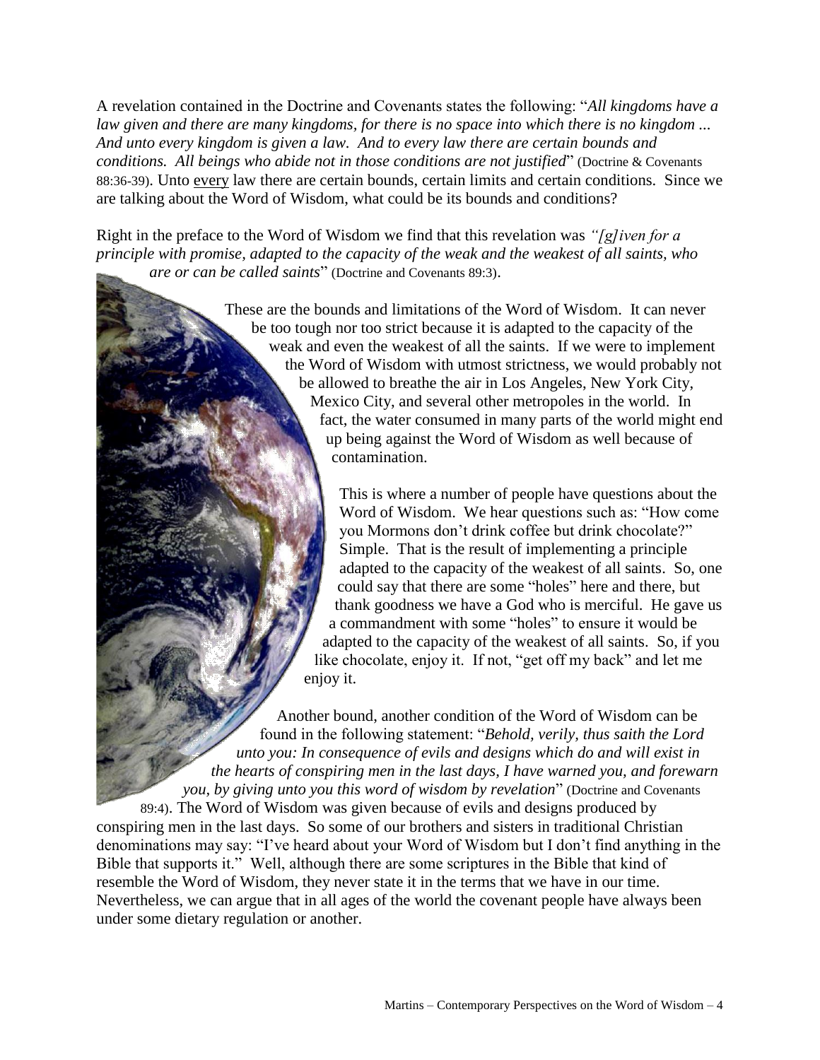A revelation contained in the Doctrine and Covenants states the following: "*All kingdoms have a law given and there are many kingdoms, for there is no space into which there is no kingdom ... And unto every kingdom is given a law. And to every law there are certain bounds and conditions. All beings who abide not in those conditions are not justified*" (Doctrine & Covenants 88:36-39). Unto every law there are certain bounds, certain limits and certain conditions. Since we are talking about the Word of Wisdom, what could be its bounds and conditions?

Right in the preface to the Word of Wisdom we find that this revelation was *"[g]iven for a principle with promise, adapted to the capacity of the weak and the weakest of all saints, who are or can be called saints*" (Doctrine and Covenants 89:3).

These are the bounds and limitations of the Word of Wisdom. It can never be too tough nor too strict because it is adapted to the capacity of the weak and even the weakest of all the saints. If we were to implement the Word of Wisdom with utmost strictness, we would probably not be allowed to breathe the air in Los Angeles, New York City, Mexico City, and several other metropoles in the world. In fact, the water consumed in many parts of the world might end up being against the Word of Wisdom as well because of contamination.

This is where a number of people have questions about the Word of Wisdom. We hear questions such as: "How come you Mormons don't drink coffee but drink chocolate?" Simple. That is the result of implementing a principle adapted to the capacity of the weakest of all saints. So, one could say that there are some "holes" here and there, but thank goodness we have a God who is merciful. He gave us a commandment with some "holes" to ensure it would be adapted to the capacity of the weakest of all saints. So, if you like chocolate, enjoy it. If not, "get off my back" and let me enjoy it.

Another bound, another condition of the Word of Wisdom can be found in the following statement: "*Behold, verily, thus saith the Lord unto you: In consequence of evils and designs which do and will exist in the hearts of conspiring men in the last days, I have warned you, and forewarn you, by giving unto you this word of wisdom by revelation*" (Doctrine and Covenants 89:4). The Word of Wisdom was given because of evils and designs produced by conspiring men in the last days. So some of our brothers and sisters in traditional Christian denominations may say: "I've heard about your Word of Wisdom but I don't find anything in the Bible that supports it." Well, although there are some scriptures in the Bible that kind of resemble the Word of Wisdom, they never state it in the terms that we have in our time. Nevertheless, we can argue that in all ages of the world the covenant people have always been under some dietary regulation or another.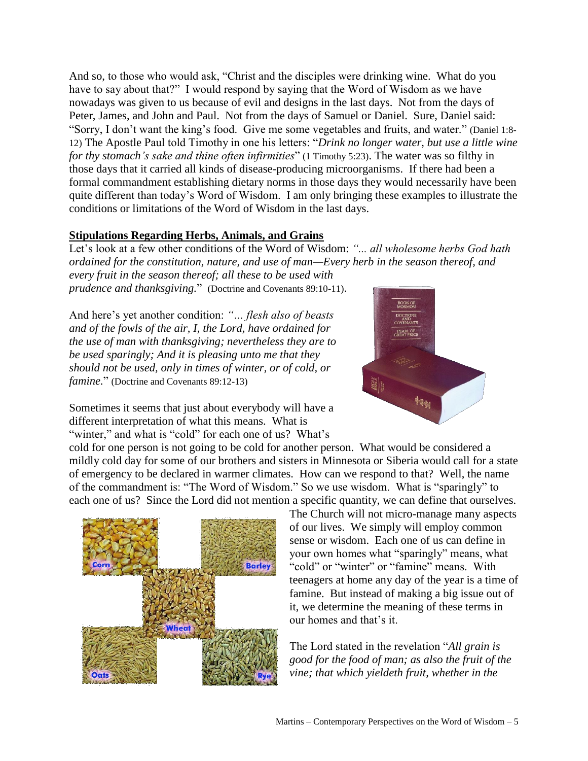And so, to those who would ask, "Christ and the disciples were drinking wine. What do you have to say about that?" I would respond by saying that the Word of Wisdom as we have nowadays was given to us because of evil and designs in the last days. Not from the days of Peter, James, and John and Paul. Not from the days of Samuel or Daniel. Sure, Daniel said: "Sorry, I don't want the king's food. Give me some vegetables and fruits, and water." (Daniel 1:8-12) The Apostle Paul told Timothy in one his letters: "*Drink no longer water, but use a little wine for thy stomach's sake and thine often infirmities*" (1 Timothy 5:23). The water was so filthy in those days that it carried all kinds of disease-producing microorganisms. If there had been a formal commandment establishing dietary norms in those days they would necessarily have been quite different than today's Word of Wisdom. I am only bringing these examples to illustrate the conditions or limitations of the Word of Wisdom in the last days.

## Stipulations Regarding Herbs, Animals, and Grains

Let's look at a few other conditions of the Word of Wisdom: *"... all wholesome herbs God hath ordained for the constitution, nature, and use of man—Every herb in the season thereof, and every fruit in the season thereof; all these to be used with prudence and thanksgiving.*" (Doctrine and Covenants 89:10-11).

And here's yet another condition: *"… flesh also of beasts and of the fowls of the air, I, the Lord, have ordained for the use of man with thanksgiving; nevertheless they are to be used sparingly; And it is pleasing unto me that they should not be used, only in times of winter, or of cold, or famine.*" (Doctrine and Covenants 89:12-13)

Sometimes it seems that just about everybody will have a different interpretation of what this means. What is "winter," and what is "cold" for each one of us? What's cold for one person is not going to be cold for another person. What would be considered a mildly cold day for some of our brothers and sisters in Minnesota or Siberia would call for a state of emergency to be declared in warmer climates. How can we respond to that? Well, the name of the commandment is: "The Word of Wisdom." So we use wisdom. What is "sparingly" to each one of us? Since the Lord did not mention a specific quantity, we can define that ourselves. The Church will not micro-manage many aspects of our lives. We simply will employ common sense or wisdom. Each one of us can define in your own homes what "sparingly" means, what "cold" or "winter" or "famine" means. With teenagers at home any day of the year is a time of famine. But instead of making a big issue out of it, we determine the meaning of these terms in our homes and that's it.

The Lord stated in the revelation "*All grain is good for the food of man; as also the fruit of the vine; that which yieldeth fruit, whether in the*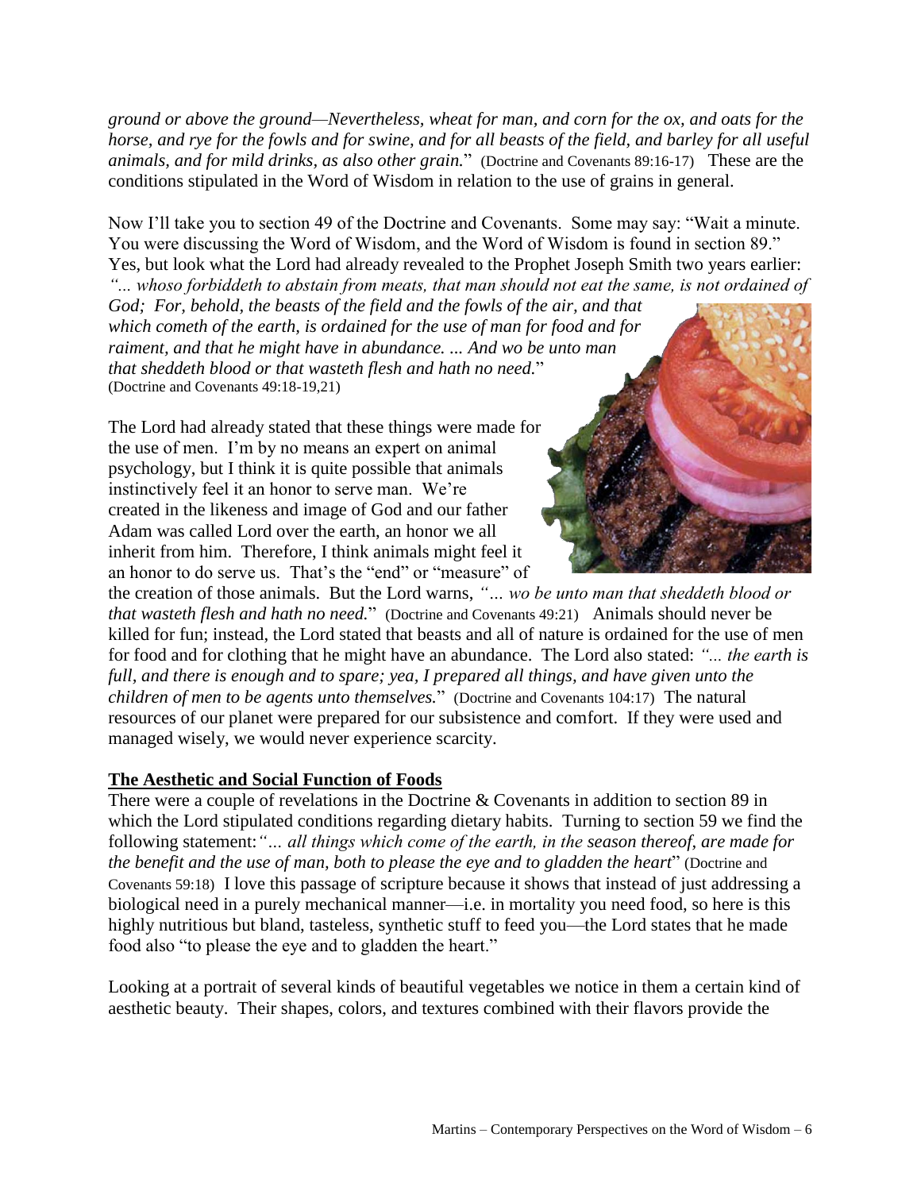*ground or above the ground—Nevertheless, wheat for man, and corn for the ox, and oats for the horse, and rye for the fowls and for swine, and for all beasts of the field, and barley for all useful animals, and for mild drinks, as also other grain.*" (Doctrine and Covenants 89:16-17) These are the conditions stipulated in the Word of Wisdom in relation to the use of grains in general.

Now I'll take you to section 49 of the Doctrine and Covenants. Some may say: "Wait a minute. You were discussing the Word of Wisdom, and the Word of Wisdom is found in section 89." Yes, but look what the Lord had already revealed to the Prophet Joseph Smith two years earlier: *"... whoso forbiddeth to abstain from meats, that man should not eat the same, is not ordained of God; For, behold, the beasts of the field and the fowls of the air, and that which cometh of the earth, is ordained for the use of man for food and for raiment, and that he might have in abundance. ... And wo be unto man that sheddeth blood or that wasteth flesh and hath no need.*" (Doctrine and Covenants 49:18-19,21)

The Lord had already stated that these things were made for the use of men. I'm by no means an expert on animal psychology, but I think it is quite possible that animals instinctively feel it an honor to serve man. We're created in the likeness and image of God and our father Adam was called Lord over the earth, an honor we all inherit from him. Therefore, I think animals might feel it an honor to do serve us. That's the "end" or "measure" of the creation of those animals. But the Lord warns, *"... wo be unto man that sheddeth blood or that wasteth flesh and hath no need.*" (Doctrine and Covenants 49:21) Animals should never be killed for fun; instead, the Lord stated that beasts and all of nature is ordained for the use of men for food and for clothing that he might have an abundance. The Lord also stated: *"... the earth is full, and there is enough and to spare; yea, I prepared all things, and have given unto the children of men to be agents unto themselves.*" (Doctrine and Covenants 104:17) The natural resources of our planet were prepared for our subsistence and comfort. If they were used and managed wisely, we would never experience scarcity.

**The Aesthetic and Social Function of Foods**

There were a couple of revelations in the Doctrine & Covenants in addition to section 89 in which the Lord stipulated conditions regarding dietary habits. Turning to section 59 we find the following statement: *"... all things which come of the earth, in the season thereof, are made for the benefit and the use of man, both to please the eye and to gladden the heart*" (Doctrine and Covenants 59:18) I love this passage of scripture because it shows that instead of just addressing a biological need in a purely mechanical manner—i.e. in mortality you need food, so here is this highly nutritious but bland, tasteless, synthetic stuff to feed you—the Lord states that he made food also "to please the eye and to gladden the heart."

Looking at a portrait of several kinds of beautiful vegetables we notice in them a certain kind of aesthetic beauty. Their shapes, colors, and textures combined with their flavors provide the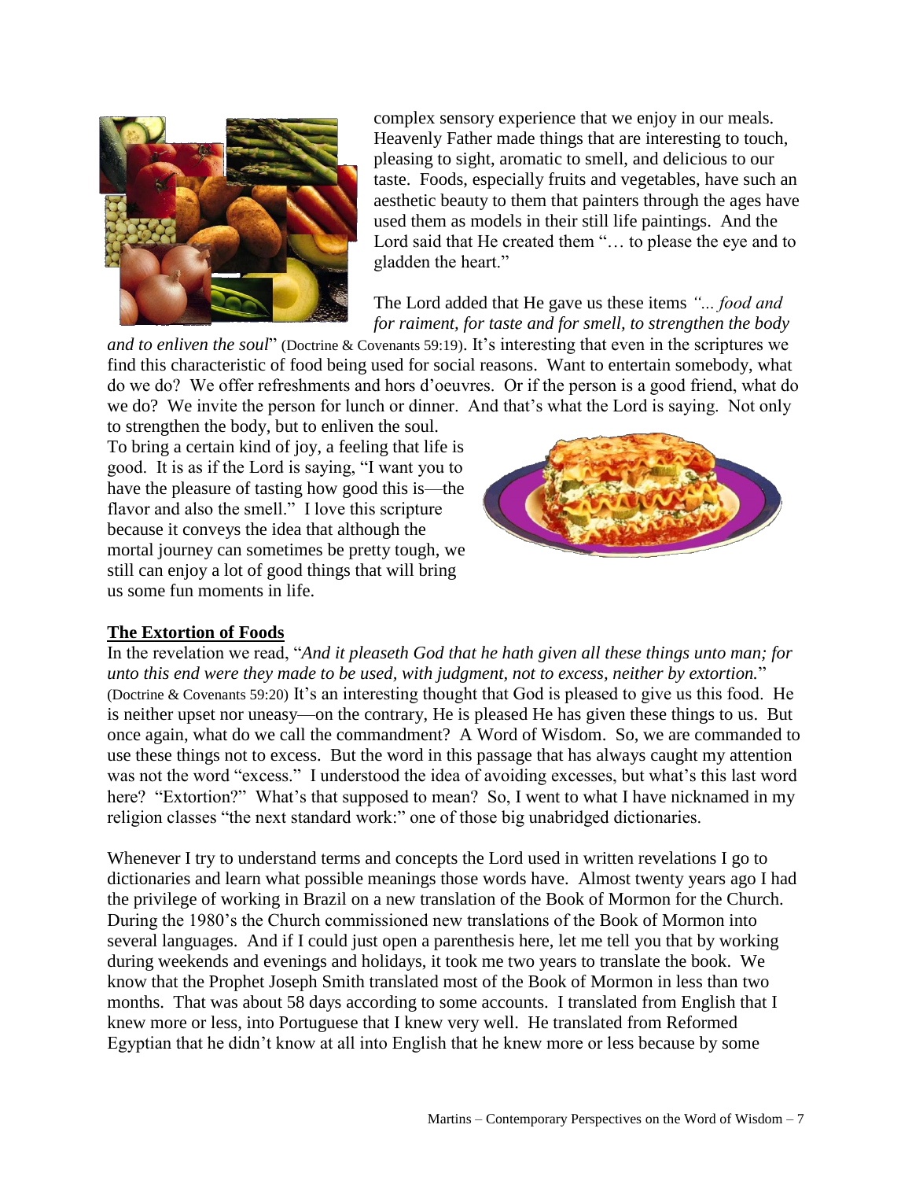complex sensory experience that we enjoy in our meals. Heavenly Father made things that are interesting to touch, pleasing to sight, aromatic to smell, and delicious to our taste. Foods, especially fruits and vegetables, have such an aesthetic beauty to them that painters through the ages have used them as models in their still life paintings. And the Lord said that He created them "… to please the eye and to gladden the heart."

The Lord added that He gave us these items *"... food and for raiment, for taste and for smell, to strengthen the body and to enliven the soul*" (Doctrine & Covenants 59:19). It's interesting that even in the scriptures we find this characteristic of food being used for social reasons. Want to entertain somebody, what do we do? We offer refreshments and hors d'oeuvres. Or if the person is a good friend, what do we do? We invite the person for lunch or dinner. And that's what the Lord is saying. Not only to strengthen the body, but to enliven the soul. To bring a certain kind of joy, a feeling that life is good. It is as if the Lord is saying, "I want you to have the pleasure of tasting how good this is—the flavor and also the smell." I love this scripture because it conveys the idea that although the mortal journey can sometimes be pretty tough, we still can enjoy a lot of good things that will bring us some fun moments in life.

**The Extortion of Foods**

In the revelation we read, "*And it pleaseth God that he hath given all these things unto man; for unto this end were they made to be used, with judgment, not to excess, neither by extortion.*" (Doctrine & Covenants 59:20) It's an interesting thought that God is pleased to give us this food. He is neither upset nor uneasy—on the contrary, He is pleased He has given these things to us. But once again, what do we call the commandment? A Word of Wisdom. So, we are commanded to use these things not to excess. But the word in this passage that has always caught my attention was not the word "excess." I understood the idea of avoiding excesses, but what's this last word here? "Extortion?" What's that supposed to mean? So, I went to what I have nicknamed in my religion classes "the next standard work:" one of those big unabridged dictionaries.

Whenever I try to understand terms and concepts the Lord used in written revelations I go to dictionaries and learn what possible meanings those words have. Almost twenty years ago I had the privilege of working in Brazil on a new translation of the Book of Mormon for the Church. During the 1980's the Church commissioned new translations of the Book of Mormon into several languages. And if I could just open a parenthesis here, let me tell you that by working during weekends and evenings and holidays, it took me two years to translate the book. We know that the Prophet Joseph Smith translated most of the Book of Mormon in less than two months. That was about 58 days according to some accounts. I translated from English that I knew more or less, into Portuguese that I knew very well. He translated from Reformed Egyptian that he didn't know at all into English that he knew more or less because by some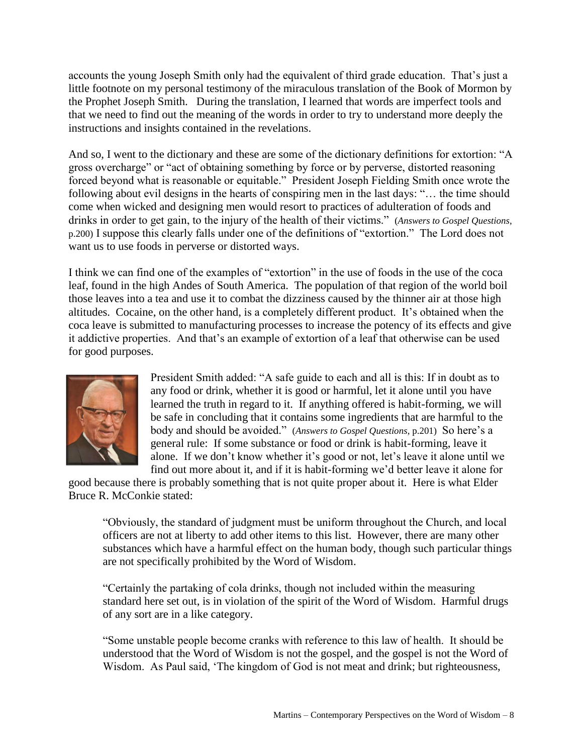accounts the young Joseph Smith only had the equivalent of third grade education. That's just a little footnote on my personal testimony of the miraculous translation of the Book of Mormon by the Prophet Joseph Smith. During the translation, I learned that words are imperfect tools and that we need to find out the meaning of the words in order to try to understand more deeply the instructions and insights contained in the revelations.

And so, I went to the dictionary and these are some of the dictionary definitions for extortion: "A gross overcharge" or "act of obtaining something by force or by perverse, distorted reasoning forced beyond what is reasonable or equitable." President Joseph Fielding Smith once wrote the following about evil designs in the hearts of conspiring men in the last days: "… the time should come when wicked and designing men would resort to practices of adulteration of foods and drinks in order to get gain, to the injury of the health of their victims." (*Answers to Gospel Questions*, p.200) I suppose this clearly falls under one of the definitions of "extortion." The Lord does not want us to use foods in perverse or distorted ways.

I think we can find one of the examples of "extortion" in the use of foods in the use of the coca leaf, found in the high Andes of South America. The population of that region of the world boil those leaves into a tea and use it to combat the dizziness caused by the thinner air at those high altitudes. Cocaine, on the other hand, is a completely different product. It's obtained when the coca leave is submitted to manufacturing processes to increase the potency of its effects and give it addictive properties. And that's an example of extortion of a leaf that otherwise can be used for good purposes.

President Smith added: "A safe guide to each and all is this: If in doubt as to any food or drink, whether it is good or harmful, let it alone until you have learned the truth in regard to it. If anything offered is habit-forming, we will be safe in concluding that it contains some ingredients that are harmful to the body and should be avoided." (*Answers to Gospel Questions*, p.201) So here's a general rule: If some substance or food or drink is habit-forming, leave it alone. If we don't know whether it's good or not, let's leave it alone until we find out more about it, and if it is habit-forming we'd better leave it alone for good because there is probably something that is not quite proper about it. Here is what Elder Bruce R. McConkie stated:

> "Obviously, the standard of judgment must be uniform throughout the Church, and local officers are not at liberty to add other items to this list. However, there are many other substances which have a harmful effect on the human body, though such particular things are not specifically prohibited by the Word of Wisdom.
>
> "Certainly the partaking of cola drinks, though not included within the measuring standard here set out, is in violation of the spirit of the Word of Wisdom. Harmful drugs of any sort are in a like category.
>
> "Some unstable people become cranks with reference to this law of health. It should be understood that the Word of Wisdom is not the gospel, and the gospel is not the Word of Wisdom. As Paul said, 'The kingdom of God is not meat and drink; but righteousness,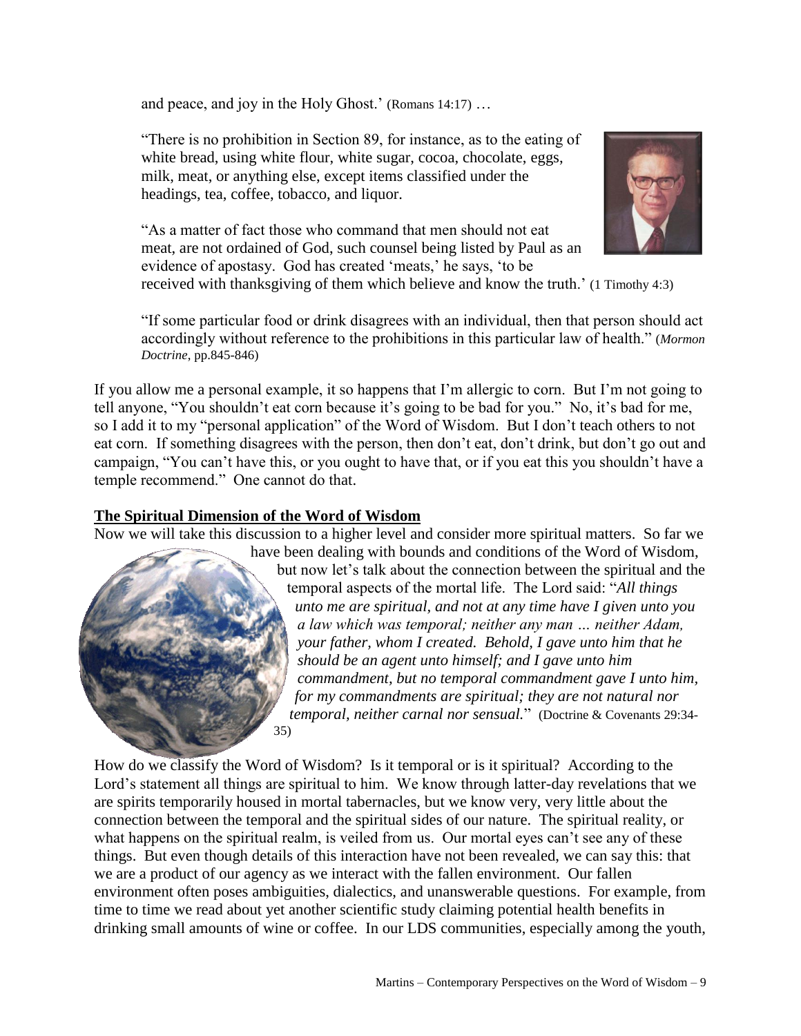and peace, and joy in the Holy Ghost.' (Romans 14:17) …

"There is no prohibition in Section 89, for instance, as to the eating of white bread, using white flour, white sugar, cocoa, chocolate, eggs, milk, meat, or anything else, except items classified under the headings, tea, coffee, tobacco, and liquor.

"As a matter of fact those who command that men should not eat meat, are not ordained of God, such counsel being listed by Paul as an evidence of apostasy. God has created 'meats,' he says, 'to be received with thanksgiving of them which believe and know the truth.' (1 Timothy 4:3)

"If some particular food or drink disagrees with an individual, then that person should act accordingly without reference to the prohibitions in this particular law of health." (*Mormon Doctrine*, pp.845-846)

If you allow me a personal example, it so happens that I'm allergic to corn. But I'm not going to tell anyone, "You shouldn't eat corn because it's going to be bad for you." No, it's bad for me, so I add it to my "personal application" of the Word of Wisdom. But I don't teach others to not eat corn. If something disagrees with the person, then don't eat, don't drink, but don't go out and campaign, "You can't have this, or you ought to have that, or if you eat this you shouldn't have a temple recommend." One cannot do that.

## The Spiritual Dimension of the Word of Wisdom

Now we will take this discussion to a higher level and consider more spiritual matters. So far we have been dealing with bounds and conditions of the Word of Wisdom, but now let's talk about the connection between the spiritual and the temporal aspects of the mortal life. The Lord said: "*All things unto me are spiritual, and not at any time have I given unto you a law which was temporal; neither any man … neither Adam, your father, whom I created. Behold, I gave unto him that he should be an agent unto himself; and I gave unto him commandment, but no temporal commandment gave I unto him, for my commandments are spiritual; they are not natural nor temporal, neither carnal nor sensual.*" (Doctrine & Covenants 29:34-35)

How do we classify the Word of Wisdom? Is it temporal or is it spiritual? According to the Lord's statement all things are spiritual to him. We know through latter-day revelations that we are spirits temporarily housed in mortal tabernacles, but we know very, very little about the connection between the temporal and the spiritual sides of our nature. The spiritual reality, or what happens on the spiritual realm, is veiled from us. Our mortal eyes can't see any of these things. But even though details of this interaction have not been revealed, we can say this: that we are a product of our agency as we interact with the fallen environment. Our fallen environment often poses ambiguities, dialectics, and unanswerable questions. For example, from time to time we read about yet another scientific study claiming potential health benefits in drinking small amounts of wine or coffee. In our LDS communities, especially among the youth,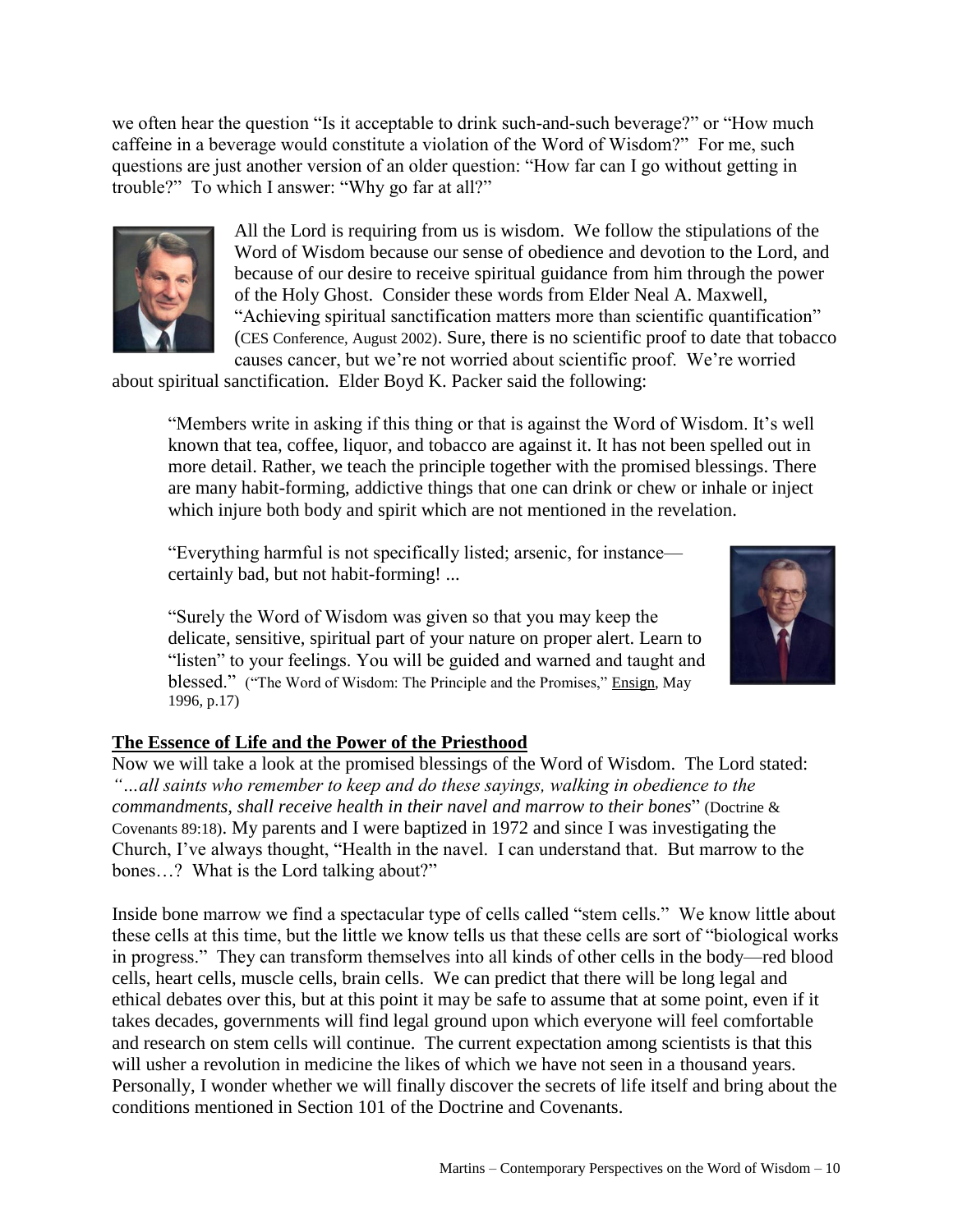we often hear the question "Is it acceptable to drink such-and-such beverage?" or "How much caffeine in a beverage would constitute a violation of the Word of Wisdom?" For me, such questions are just another version of an older question: "How far can I go without getting in trouble?" To which I answer: "Why go far at all?"

All the Lord is requiring from us is wisdom. We follow the stipulations of the Word of Wisdom because our sense of obedience and devotion to the Lord, and because of our desire to receive spiritual guidance from him through the power of the Holy Ghost. Consider these words from Elder Neal A. Maxwell, "Achieving spiritual sanctification matters more than scientific quantification" (CES Conference, August 2002). Sure, there is no scientific proof to date that tobacco causes cancer, but we're not worried about scientific proof. We're worried about spiritual sanctification. Elder Boyd K. Packer said the following:

> "Members write in asking if this thing or that is against the Word of Wisdom. It's well known that tea, coffee, liquor, and tobacco are against it. It has not been spelled out in more detail. Rather, we teach the principle together with the promised blessings. There are many habit-forming, addictive things that one can drink or chew or inhale or inject which injure both body and spirit which are not mentioned in the revelation.
>
> "Everything harmful is not specifically listed; arsenic, for instance—certainly bad, but not habit-forming! ...
>
> "Surely the Word of Wisdom was given so that you may keep the delicate, sensitive, spiritual part of your nature on proper alert. Learn to "listen" to your feelings. You will be guided and warned and taught and blessed." ("The Word of Wisdom: The Principle and the Promises," Ensign, May 1996, p.17)

## The Essence of Life and the Power of the Priesthood

Now we will take a look at the promised blessings of the Word of Wisdom. The Lord stated: *"…all saints who remember to keep and do these sayings, walking in obedience to the commandments, shall receive health in their navel and marrow to their bones*" (Doctrine & Covenants 89:18). My parents and I were baptized in 1972 and since I was investigating the Church, I've always thought, "Health in the navel. I can understand that. But marrow to the bones…? What is the Lord talking about?"

Inside bone marrow we find a spectacular type of cells called "stem cells." We know little about these cells at this time, but the little we know tells us that these cells are sort of "biological works in progress." They can transform themselves into all kinds of other cells in the body—red blood cells, heart cells, muscle cells, brain cells. We can predict that there will be long legal and ethical debates over this, but at this point it may be safe to assume that at some point, even if it takes decades, governments will find legal ground upon which everyone will feel comfortable and research on stem cells will continue. The current expectation among scientists is that this will usher a revolution in medicine the likes of which we have not seen in a thousand years. Personally, I wonder whether we will finally discover the secrets of life itself and bring about the conditions mentioned in Section 101 of the Doctrine and Covenants.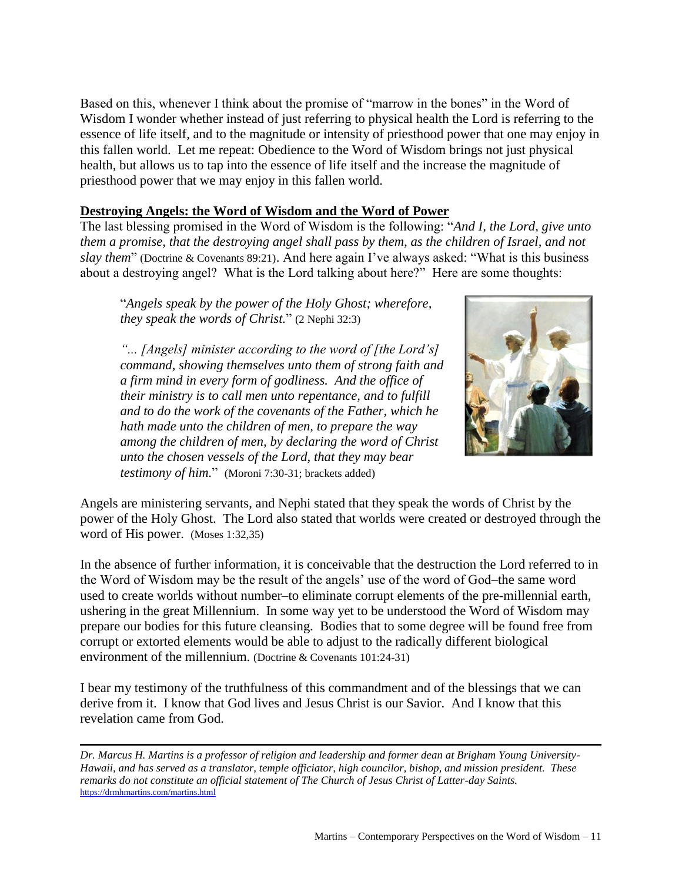Based on this, whenever I think about the promise of "marrow in the bones" in the Word of Wisdom I wonder whether instead of just referring to physical health the Lord is referring to the essence of life itself, and to the magnitude or intensity of priesthood power that one may enjoy in this fallen world. Let me repeat: Obedience to the Word of Wisdom brings not just physical health, but allows us to tap into the essence of life itself and the increase the magnitude of priesthood power that we may enjoy in this fallen world.

**Destroying Angels: the Word of Wisdom and the Word of Power**

The last blessing promised in the Word of Wisdom is the following: "*And I, the Lord, give unto them a promise, that the destroying angel shall pass by them, as the children of Israel, and not slay them*" (Doctrine & Covenants 89:21). And here again I've always asked: "What is this business about a destroying angel? What is the Lord talking about here?" Here are some thoughts:

> "*Angels speak by the power of the Holy Ghost; wherefore, they speak the words of Christ.*" (2 Nephi 32:3)
>
> *"... [Angels] minister according to the word of [the Lord's] command, showing themselves unto them of strong faith and a firm mind in every form of godliness. And the office of their ministry is to call men unto repentance, and to fulfill and to do the work of the covenants of the Father, which he hath made unto the children of men, to prepare the way among the children of men, by declaring the word of Christ unto the chosen vessels of the Lord, that they may bear testimony of him.*" (Moroni 7:30-31; brackets added)

Angels are ministering servants, and Nephi stated that they speak the words of Christ by the power of the Holy Ghost. The Lord also stated that worlds were created or destroyed through the word of His power. (Moses 1:32,35)

In the absence of further information, it is conceivable that the destruction the Lord referred to in the Word of Wisdom may be the result of the angels' use of the word of God–the same word used to create worlds without number–to eliminate corrupt elements of the pre-millennial earth, ushering in the great Millennium. In some way yet to be understood the Word of Wisdom may prepare our bodies for this future cleansing. Bodies that to some degree will be found free from corrupt or extorted elements would be able to adjust to the radically different biological environment of the millennium. (Doctrine & Covenants 101:24-31)

I bear my testimony of the truthfulness of this commandment and of the blessings that we can derive from it. I know that God lives and Jesus Christ is our Savior. And I know that this revelation came from God.

---

*Dr. Marcus H. Martins is a professor of religion and leadership and former dean at Brigham Young University-Hawaii, and has served as a translator, temple officiator, high councilor, bishop, and mission president. These remarks do not constitute an official statement of The Church of Jesus Christ of Latter-day Saints.*
https://drmhmartins.com/martins.html